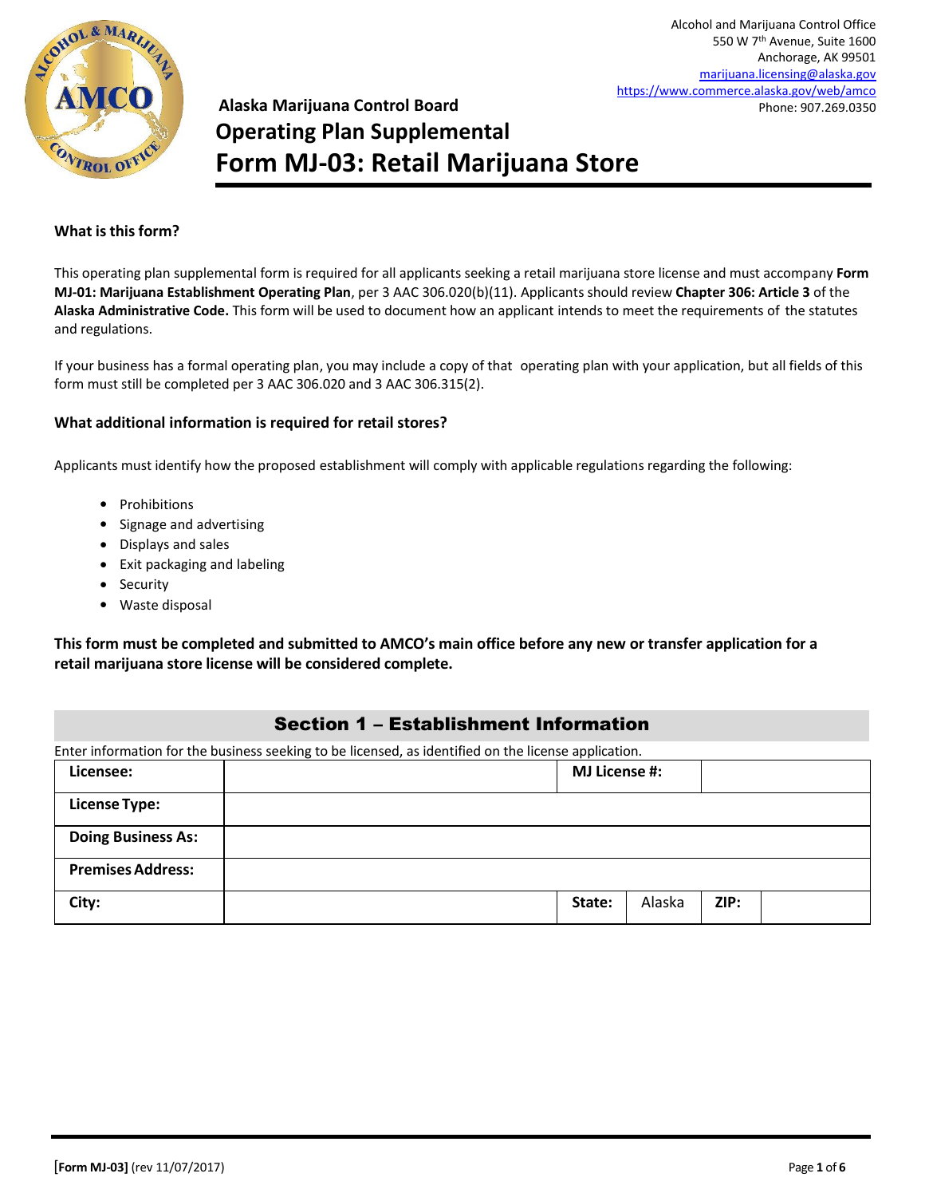Alcohol and Marijuana Control Office
550 W 7th Avenue, Suite 1600
Anchorage, AK 99501
marijuana.licensing@alaska.gov
https://www.commerce.alaska.gov/web/amco
Phone: 907.269.0350

**Alaska Marijuana Control Board**

# Operating Plan Supplemental
# Form MJ-03: Retail Marijuana Store

### What is this form?

This operating plan supplemental form is required for all applicants seeking a retail marijuana store license and must accompany **Form MJ-01: Marijuana Establishment Operating Plan**, per 3 AAC 306.020(b)(11). Applicants should review **Chapter 306: Article 3** of the **Alaska Administrative Code.** This form will be used to document how an applicant intends to meet the requirements of the statutes and regulations.

If your business has a formal operating plan, you may include a copy of that operating plan with your application, but all fields of this form must still be completed per 3 AAC 306.020 and 3 AAC 306.315(2).

### What additional information is required for retail stores?

Applicants must identify how the proposed establishment will comply with applicable regulations regarding the following:

- Prohibitions
- Signage and advertising
- Displays and sales
- Exit packaging and labeling
- Security
- Waste disposal

**This form must be completed and submitted to AMCO's main office before any new or transfer application for a retail marijuana store license will be considered complete.**

## Section 1 – Establishment Information

Enter information for the business seeking to be licensed, as identified on the license application.

| | | | | | |
|---|---|---|---|---|---|
| **Licensee:** | | **MJ License #:** | | | |
| **License Type:** | | | | | |
| **Doing Business As:** | | | | | |
| **Premises Address:** | | | | | |
| **City:** | | **State:** | Alaska | **ZIP:** | |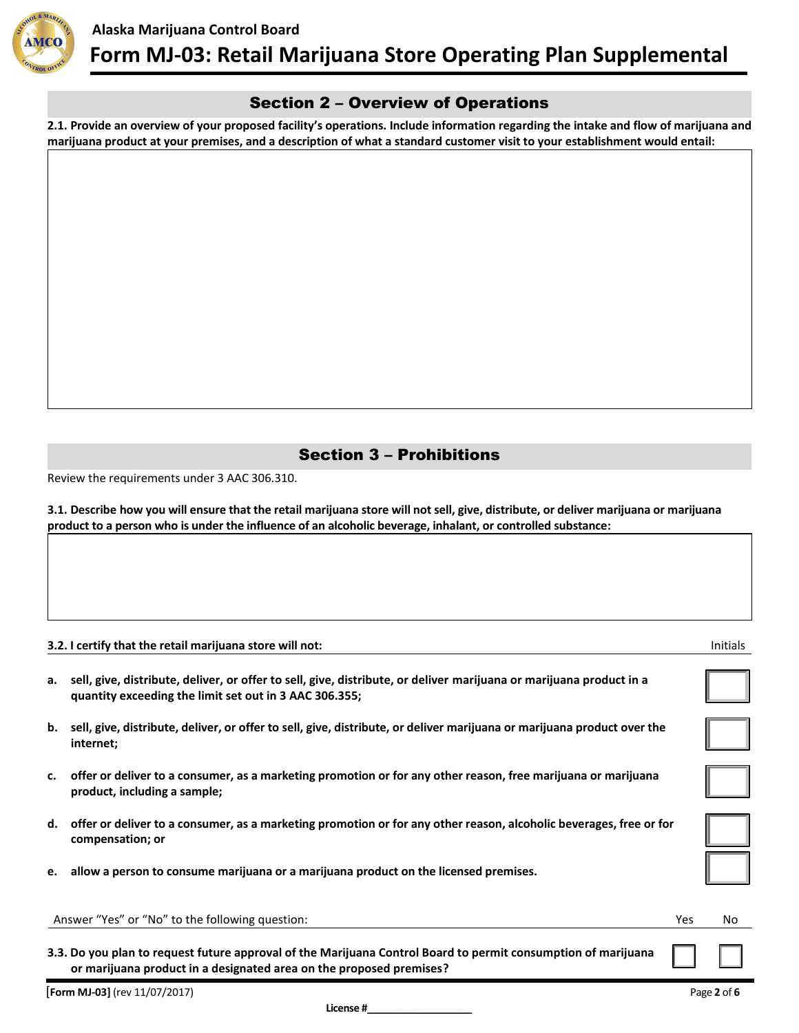## Section 2 – Overview of Operations

**2.1. Provide an overview of your proposed facility's operations. Include information regarding the intake and flow of marijuana and marijuana product at your premises, and a description of what a standard customer visit to your establishment would entail:**

## Section 3 – Prohibitions

Review the requirements under 3 AAC 306.310.

**3.1. Describe how you will ensure that the retail marijuana store will not sell, give, distribute, or deliver marijuana or marijuana product to a person who is under the influence of an alcoholic beverage, inhalant, or controlled substance:**

| **3.2. I certify that the retail marijuana store will not:** | Initials |
|---|---|
| **a. sell, give, distribute, deliver, or offer to sell, give, distribute, or deliver marijuana or marijuana product in a quantity exceeding the limit set out in 3 AAC 306.355;** | |
| **b. sell, give, distribute, deliver, or offer to sell, give, distribute, or deliver marijuana or marijuana product over the internet;** | |
| **c. offer or deliver to a consumer, as a marketing promotion or for any other reason, free marijuana or marijuana product, including a sample;** | |
| **d. offer or deliver to a consumer, as a marketing promotion or for any other reason, alcoholic beverages, free or for compensation; or** | |
| **e. allow a person to consume marijuana or a marijuana product on the licensed premises.** | |

| Answer "Yes" or "No" to the following question: | Yes | No |
|---|---|---|
| **3.3. Do you plan to request future approval of the Marijuana Control Board to permit consumption of marijuana or marijuana product in a designated area on the proposed premises?** | | |

**License #**\_\_\_\_\_\_\_\_\_\_\_\_\_\_\_\_\_\_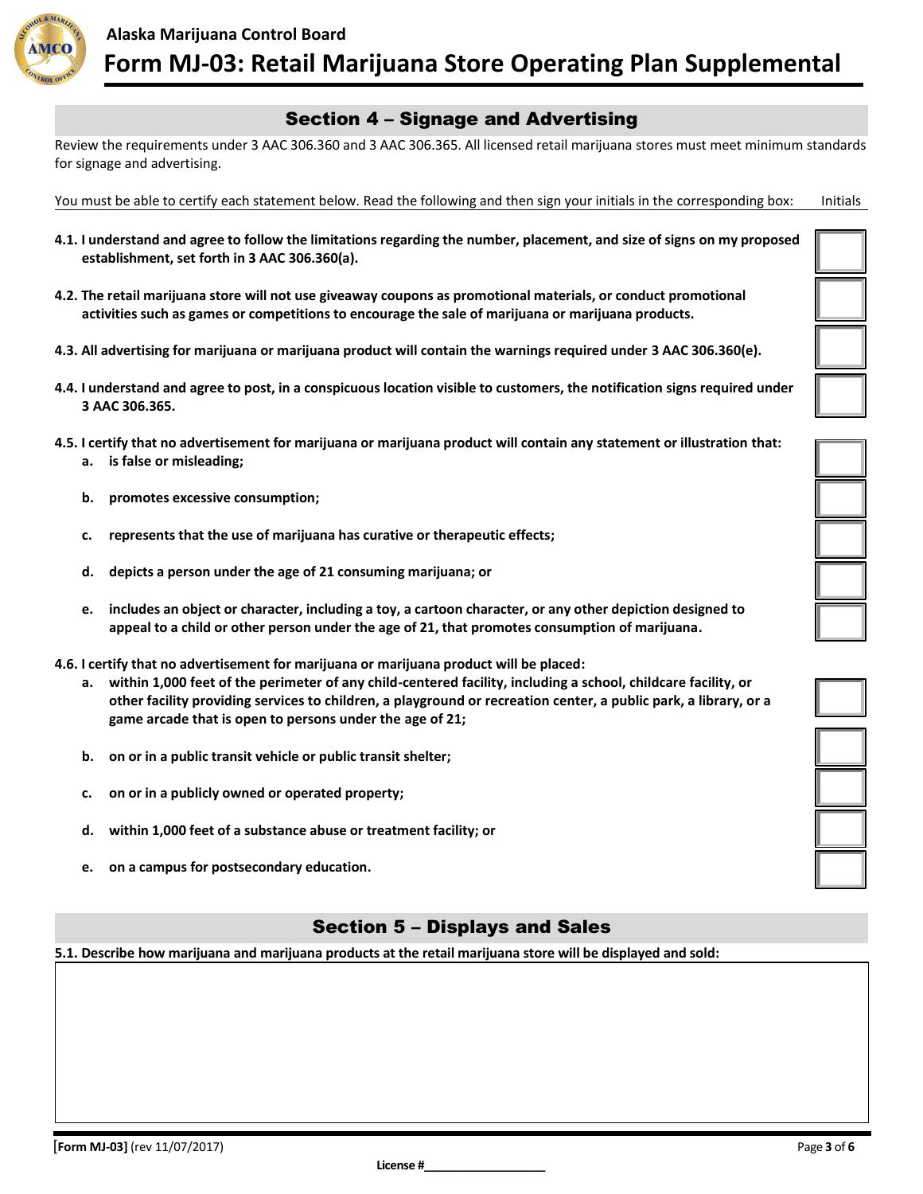Alaska Marijuana Control Board

# Form MJ-03: Retail Marijuana Store Operating Plan Supplemental

## Section 4 – Signage and Advertising

Review the requirements under 3 AAC 306.360 and 3 AAC 306.365. All licensed retail marijuana stores must meet minimum standards for signage and advertising.

You must be able to certify each statement below. Read the following and then sign your initials in the corresponding box: Initials

| Statement | Initials |
|---|---|
| **4.1. I understand and agree to follow the limitations regarding the number, placement, and size of signs on my proposed establishment, set forth in 3 AAC 306.360(a).** | |
| **4.2. The retail marijuana store will not use giveaway coupons as promotional materials, or conduct promotional activities such as games or competitions to encourage the sale of marijuana or marijuana products.** | |
| **4.3. All advertising for marijuana or marijuana product will contain the warnings required under 3 AAC 306.360(e).** | |
| **4.4. I understand and agree to post, in a conspicuous location visible to customers, the notification signs required under 3 AAC 306.365.** | |
| **4.5. I certify that no advertisement for marijuana or marijuana product will contain any statement or illustration that:** | |
| **a. is false or misleading;** | |
| **b. promotes excessive consumption;** | |
| **c. represents that the use of marijuana has curative or therapeutic effects;** | |
| **d. depicts a person under the age of 21 consuming marijuana; or** | |
| **e. includes an object or character, including a toy, a cartoon character, or any other depiction designed to appeal to a child or other person under the age of 21, that promotes consumption of marijuana.** | |
| **4.6. I certify that no advertisement for marijuana or marijuana product will be placed:** | |
| **a. within 1,000 feet of the perimeter of any child-centered facility, including a school, childcare facility, or other facility providing services to children, a playground or recreation center, a public park, a library, or a game arcade that is open to persons under the age of 21;** | |
| **b. on or in a public transit vehicle or public transit shelter;** | |
| **c. on or in a publicly owned or operated property;** | |
| **d. within 1,000 feet of a substance abuse or treatment facility; or** | |
| **e. on a campus for postsecondary education.** | |

## Section 5 – Displays and Sales

**5.1. Describe how marijuana and marijuana products at the retail marijuana store will be displayed and sold:**

[Form MJ-03] (rev 11/07/2017)

**License #**\_\_\_\_\_\_\_\_\_\_\_\_\_\_\_\_\_\_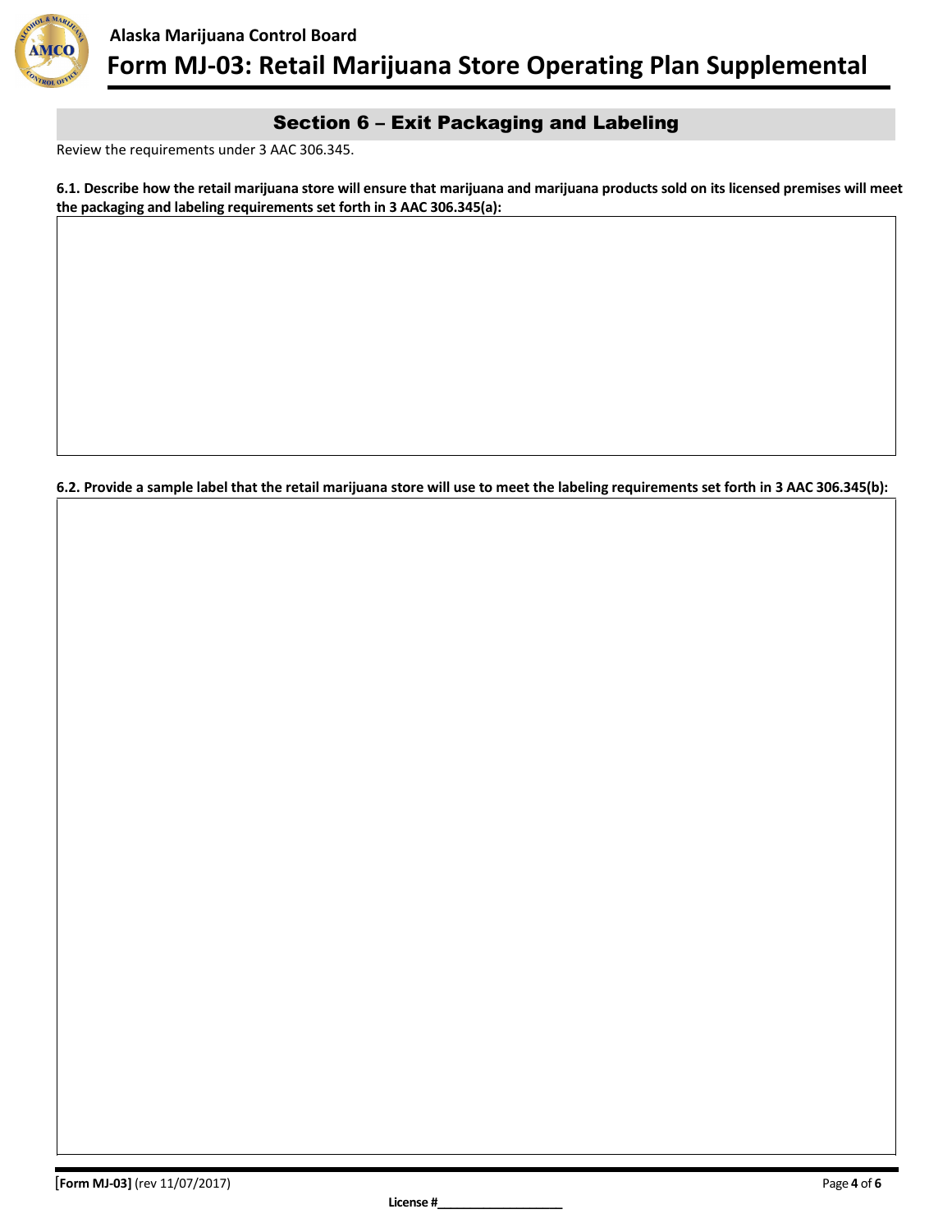## Section 6 – Exit Packaging and Labeling

Review the requirements under 3 AAC 306.345.

**6.1. Describe how the retail marijuana store will ensure that marijuana and marijuana products sold on its licensed premises will meet the packaging and labeling requirements set forth in 3 AAC 306.345(a):**

**6.2. Provide a sample label that the retail marijuana store will use to meet the labeling requirements set forth in 3 AAC 306.345(b):**

License #\_\_\_\_\_\_\_\_\_\_\_\_\_\_\_\_\_\_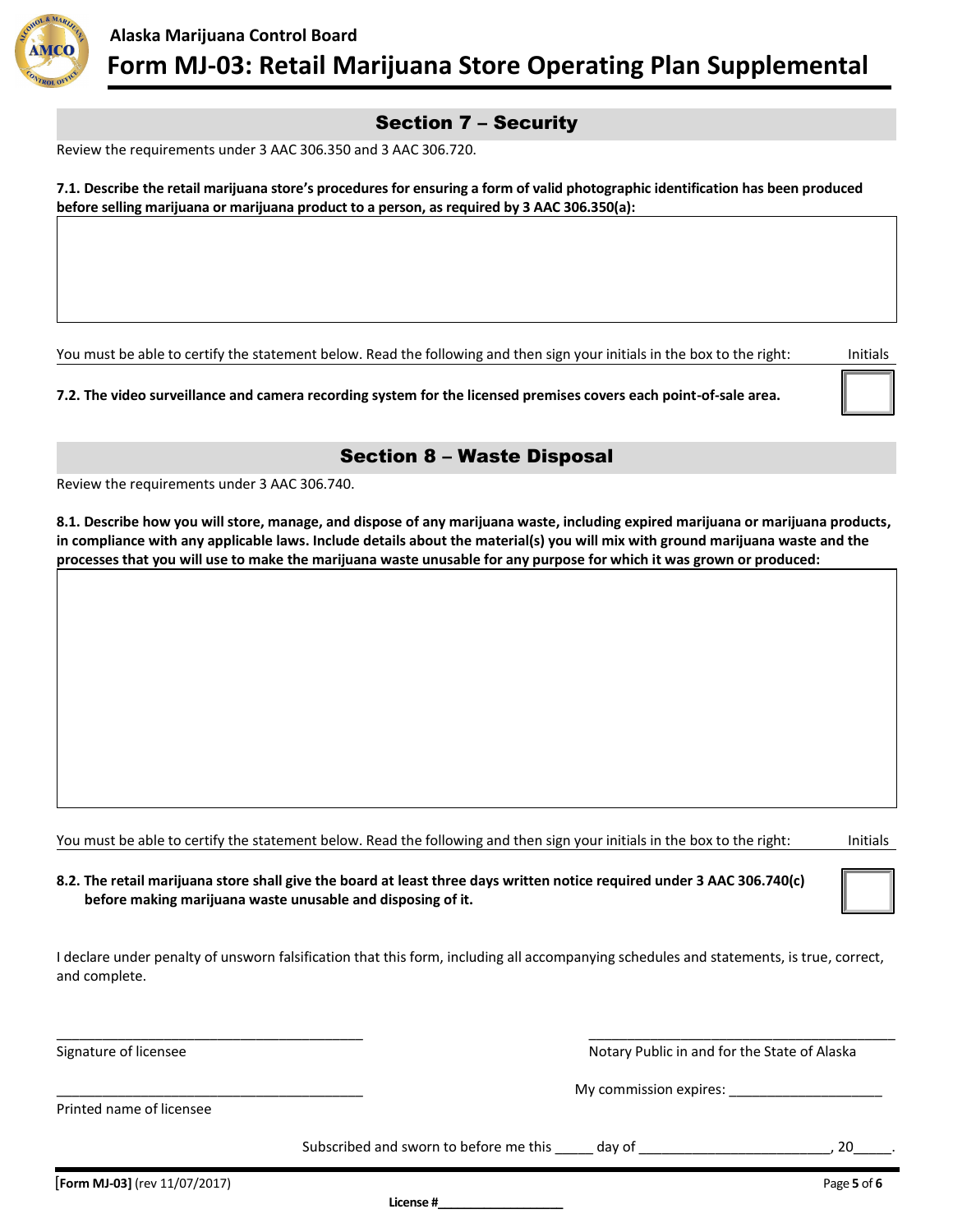**Alaska Marijuana Control Board**

# Form MJ-03: Retail Marijuana Store Operating Plan Supplemental

## Section 7 – Security

Review the requirements under 3 AAC 306.350 and 3 AAC 306.720.

**7.1. Describe the retail marijuana store's procedures for ensuring a form of valid photographic identification has been produced before selling marijuana or marijuana product to a person, as required by 3 AAC 306.350(a):**

You must be able to certify the statement below. Read the following and then sign your initials in the box to the right: Initials

**7.2. The video surveillance and camera recording system for the licensed premises covers each point-of-sale area.**

## Section 8 – Waste Disposal

Review the requirements under 3 AAC 306.740.

**8.1. Describe how you will store, manage, and dispose of any marijuana waste, including expired marijuana or marijuana products, in compliance with any applicable laws. Include details about the material(s) you will mix with ground marijuana waste and the processes that you will use to make the marijuana waste unusable for any purpose for which it was grown or produced:**

You must be able to certify the statement below. Read the following and then sign your initials in the box to the right: Initials

**8.2. The retail marijuana store shall give the board at least three days written notice required under 3 AAC 306.740(c) before making marijuana waste unusable and disposing of it.**

I declare under penalty of unsworn falsification that this form, including all accompanying schedules and statements, is true, correct, and complete.

\_\_\_\_\_\_\_\_\_\_\_\_\_\_\_\_\_\_\_\_\_\_\_\_\_\_\_\_\_\_\_\_\_\_\_\_\_\_\_\_
Signature of licensee

\_\_\_\_\_\_\_\_\_\_\_\_\_\_\_\_\_\_\_\_\_\_\_\_\_\_\_\_\_\_\_\_\_\_\_\_\_\_\_\_
Printed name of licensee

\_\_\_\_\_\_\_\_\_\_\_\_\_\_\_\_\_\_\_\_\_\_\_\_\_\_\_\_\_\_\_\_\_\_\_\_\_\_\_\_
Notary Public in and for the State of Alaska

My commission expires: \_\_\_\_\_\_\_\_\_\_\_\_\_\_\_\_\_\_\_\_

Subscribed and sworn to before me this \_\_\_\_\_ day of \_\_\_\_\_\_\_\_\_\_\_\_\_\_\_\_\_\_\_\_\_\_\_\_\_, 20\_\_\_\_\_.

**[Form MJ-03]** (rev 11/07/2017)

**License #\_\_\_\_\_\_\_\_\_\_\_\_\_\_\_\_\_\_**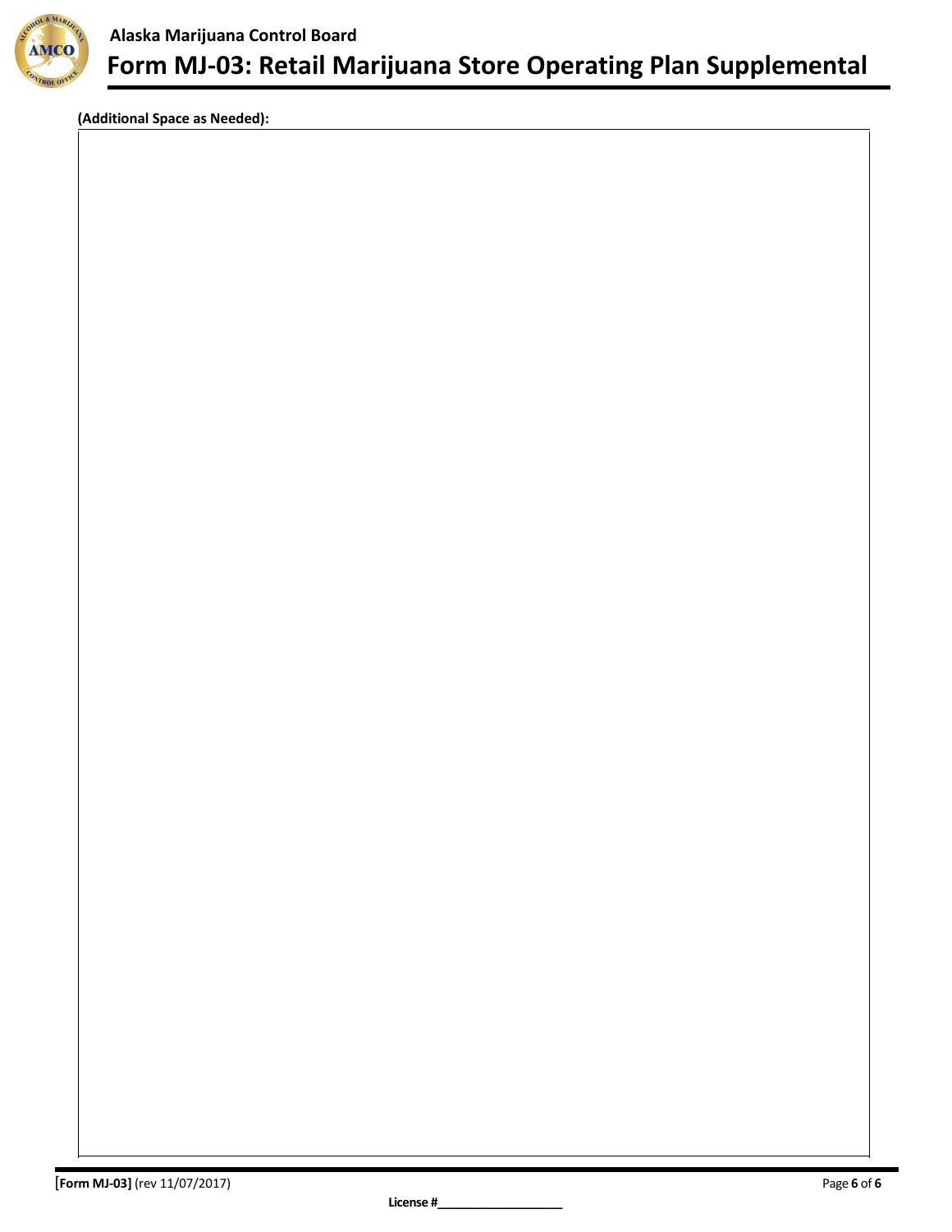**(Additional Space as Needed):**

License #__________________